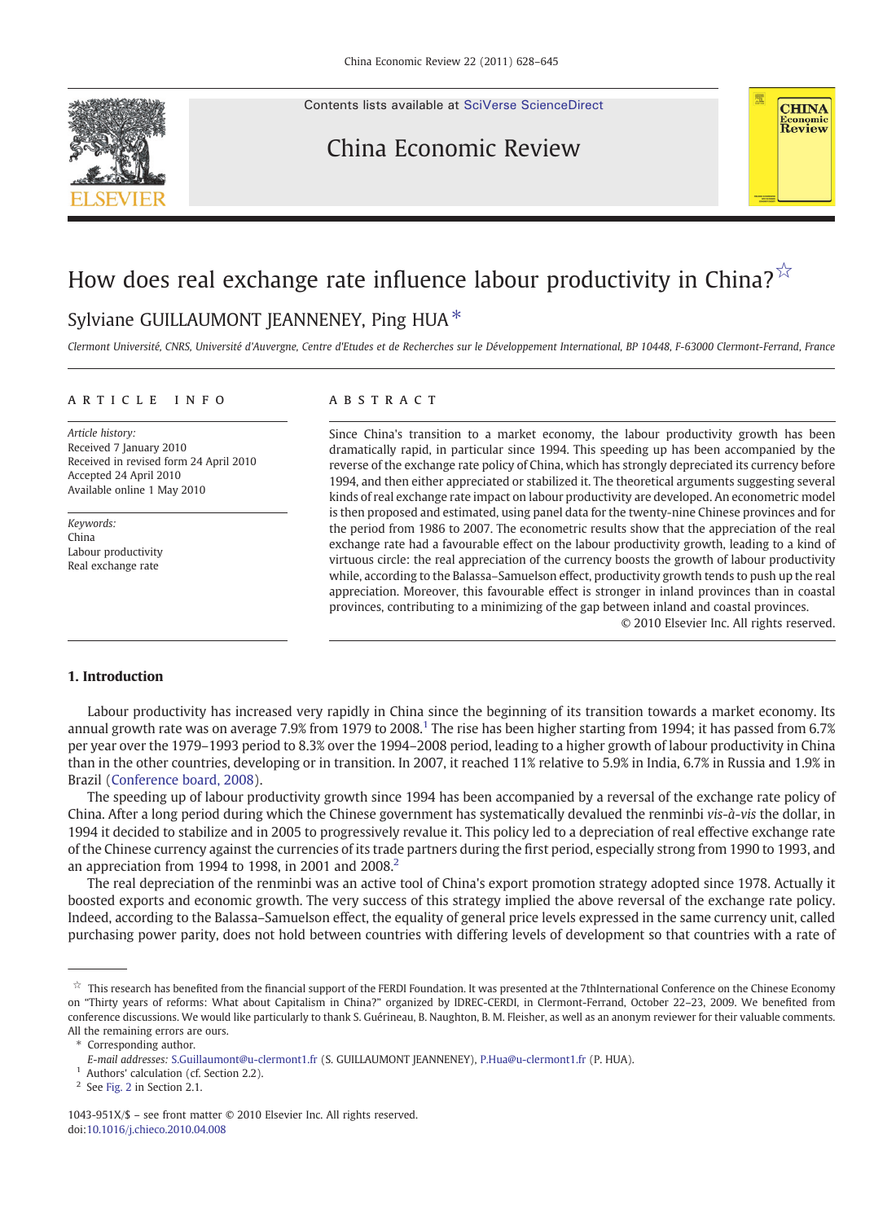Contents lists available at SciVerse ScienceDirect

China Economic Review

# How does real exchange rate influence labour productivity in China?☆

Sylviane GUILLAUMONT JEANNENEY, Ping HUA *

*Clermont Université, CNRS, Université d'Auvergne, Centre d'Etudes et de Recherches sur le Développement International, BP 10448, F-63000 Clermont-Ferrand, France*

**ARTICLE INFO**

*Article history:*
Received 7 January 2010
Received in revised form 24 April 2010
Accepted 24 April 2010
Available online 1 May 2010

*Keywords:*
China
Labour productivity
Real exchange rate

**ABSTRACT**

Since China's transition to a market economy, the labour productivity growth has been dramatically rapid, in particular since 1994. This speeding up has been accompanied by the reverse of the exchange rate policy of China, which has strongly depreciated its currency before 1994, and then either appreciated or stabilized it. The theoretical arguments suggesting several kinds of real exchange rate impact on labour productivity are developed. An econometric model is then proposed and estimated, using panel data for the twenty-nine Chinese provinces and for the period from 1986 to 2007. The econometric results show that the appreciation of the real exchange rate had a favourable effect on the labour productivity growth, leading to a kind of virtuous circle: the real appreciation of the currency boosts the growth of labour productivity while, according to the Balassa–Samuelson effect, productivity growth tends to push up the real appreciation. Moreover, this favourable effect is stronger in inland provinces than in coastal provinces, contributing to a minimizing of the gap between inland and coastal provinces.

© 2010 Elsevier Inc. All rights reserved.

## 1. Introduction

Labour productivity has increased very rapidly in China since the beginning of its transition towards a market economy. Its annual growth rate was on average 7.9% from 1979 to 2008.[1] The rise has been higher starting from 1994; it has passed from 6.7% per year over the 1979–1993 period to 8.3% over the 1994–2008 period, leading to a higher growth of labour productivity in China than in the other countries, developing or in transition. In 2007, it reached 11% relative to 5.9% in India, 6.7% in Russia and 1.9% in Brazil (Conference board, 2008).

The speeding up of labour productivity growth since 1994 has been accompanied by a reversal of the exchange rate policy of China. After a long period during which the Chinese government has systematically devalued the renminbi *vis-à-vis* the dollar, in 1994 it decided to stabilize and in 2005 to progressively revalue it. This policy led to a depreciation of real effective exchange rate of the Chinese currency against the currencies of its trade partners during the first period, especially strong from 1990 to 1993, and an appreciation from 1994 to 1998, in 2001 and 2008.[2]

The real depreciation of the renminbi was an active tool of China's export promotion strategy adopted since 1978. Actually it boosted exports and economic growth. The very success of this strategy implied the above reversal of the exchange rate policy. Indeed, according to the Balassa–Samuelson effect, the equality of general price levels expressed in the same currency unit, called purchasing power parity, does not hold between countries with differing levels of development so that countries with a rate of

☆ This research has benefited from the financial support of the FERDI Foundation. It was presented at the 7thInternational Conference on the Chinese Economy on "Thirty years of reforms: What about Capitalism in China?" organized by IDREC-CERDI, in Clermont-Ferrand, October 22–23, 2009. We benefited from conference discussions. We would like particularly to thank S. Guérineau, B. Naughton, B. M. Fleisher, as well as an anonym reviewer for their valuable comments. All the remaining errors are ours.

\* Corresponding author.
*E-mail addresses:* S.Guillaumont@u-clermont1.fr (S. GUILLAUMONT JEANNENEY), P.Hua@u-clermont1.fr (P. HUA).

[1] Authors' calculation (cf. Section 2.2).

[2] See Fig. 2 in Section 2.1.

1043-951X/$ – see front matter © 2010 Elsevier Inc. All rights reserved.
doi:10.1016/j.chieco.2010.04.008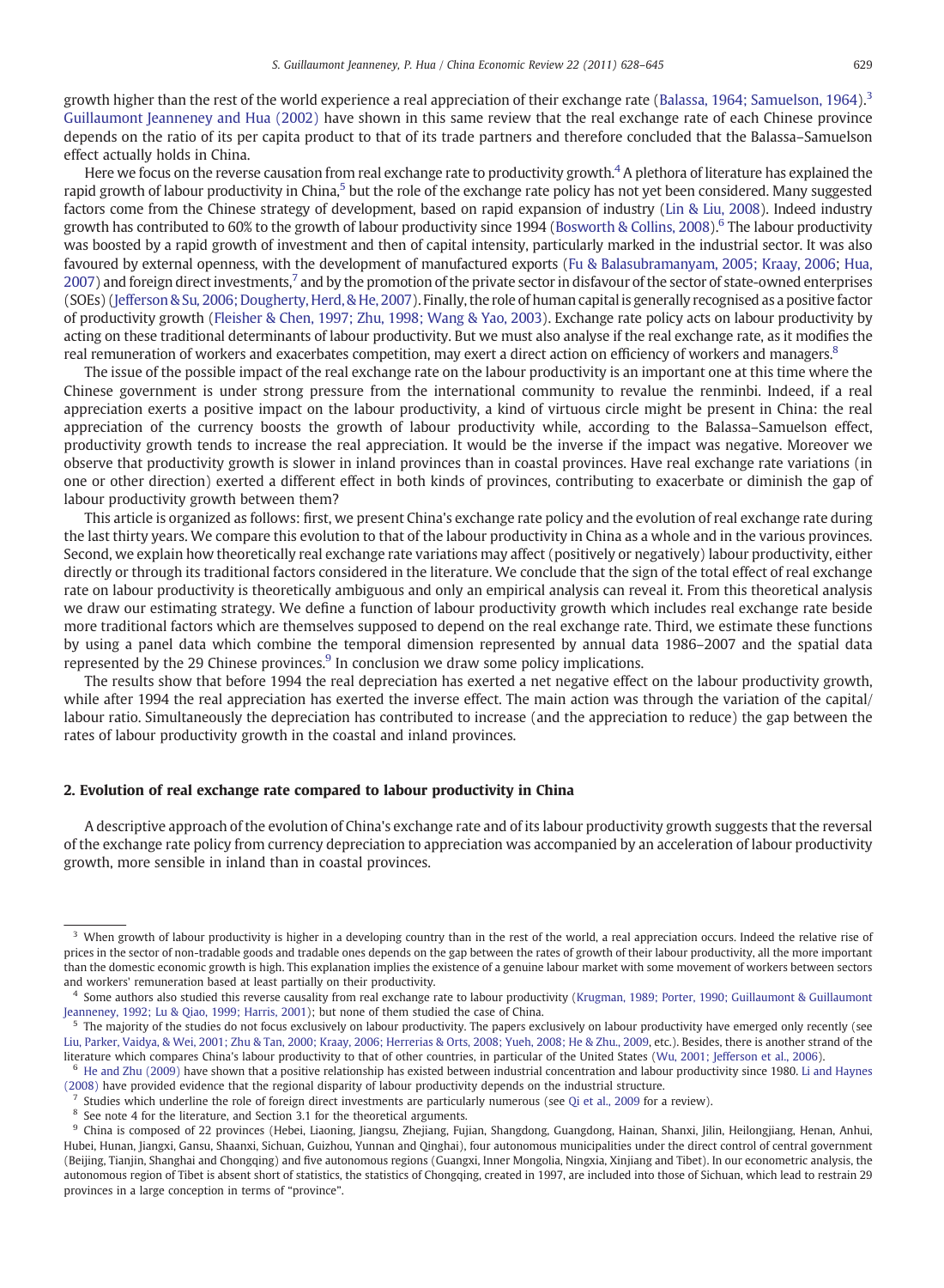growth higher than the rest of the world experience a real appreciation of their exchange rate (Balassa, 1964; Samuelson, 1964).[3] Guillaumont Jeanneney and Hua (2002) have shown in this same review that the real exchange rate of each Chinese province depends on the ratio of its per capita product to that of its trade partners and therefore concluded that the Balassa–Samuelson effect actually holds in China.

Here we focus on the reverse causation from real exchange rate to productivity growth.[4] A plethora of literature has explained the rapid growth of labour productivity in China,[5] but the role of the exchange rate policy has not yet been considered. Many suggested factors come from the Chinese strategy of development, based on rapid expansion of industry (Lin & Liu, 2008). Indeed industry growth has contributed to 60% to the growth of labour productivity since 1994 (Bosworth & Collins, 2008).[6] The labour productivity was boosted by a rapid growth of investment and then of capital intensity, particularly marked in the industrial sector. It was also favoured by external openness, with the development of manufactured exports (Fu & Balasubramanyam, 2005; Kraay, 2006; Hua, 2007) and foreign direct investments,[7] and by the promotion of the private sector in disfavour of the sector of state-owned enterprises (SOEs) (Jefferson & Su, 2006; Dougherty, Herd, & He, 2007). Finally, the role of human capital is generally recognised as a positive factor of productivity growth (Fleisher & Chen, 1997; Zhu, 1998; Wang & Yao, 2003). Exchange rate policy acts on labour productivity by acting on these traditional determinants of labour productivity. But we must also analyse if the real exchange rate, as it modifies the real remuneration of workers and exacerbates competition, may exert a direct action on efficiency of workers and managers.[8]

The issue of the possible impact of the real exchange rate on the labour productivity is an important one at this time where the Chinese government is under strong pressure from the international community to revalue the renminbi. Indeed, if a real appreciation exerts a positive impact on the labour productivity, a kind of virtuous circle might be present in China: the real appreciation of the currency boosts the growth of labour productivity while, according to the Balassa–Samuelson effect, productivity growth tends to increase the real appreciation. It would be the inverse if the impact was negative. Moreover we observe that productivity growth is slower in inland provinces than in coastal provinces. Have real exchange rate variations (in one or other direction) exerted a different effect in both kinds of provinces, contributing to exacerbate or diminish the gap of labour productivity growth between them?

This article is organized as follows: first, we present China's exchange rate policy and the evolution of real exchange rate during the last thirty years. We compare this evolution to that of the labour productivity in China as a whole and in the various provinces. Second, we explain how theoretically real exchange rate variations may affect (positively or negatively) labour productivity, either directly or through its traditional factors considered in the literature. We conclude that the sign of the total effect of real exchange rate on labour productivity is theoretically ambiguous and only an empirical analysis can reveal it. From this theoretical analysis we draw our estimating strategy. We define a function of labour productivity growth which includes real exchange rate beside more traditional factors which are themselves supposed to depend on the real exchange rate. Third, we estimate these functions by using a panel data which combine the temporal dimension represented by annual data 1986–2007 and the spatial data represented by the 29 Chinese provinces.[9] In conclusion we draw some policy implications.

The results show that before 1994 the real depreciation has exerted a net negative effect on the labour productivity growth, while after 1994 the real appreciation has exerted the inverse effect. The main action was through the variation of the capital/labour ratio. Simultaneously the depreciation has contributed to increase (and the appreciation to reduce) the gap between the rates of labour productivity growth in the coastal and inland provinces.

## 2. Evolution of real exchange rate compared to labour productivity in China

A descriptive approach of the evolution of China's exchange rate and of its labour productivity growth suggests that the reversal of the exchange rate policy from currency depreciation to appreciation was accompanied by an acceleration of labour productivity growth, more sensible in inland than in coastal provinces.

---

[3] When growth of labour productivity is higher in a developing country than in the rest of the world, a real appreciation occurs. Indeed the relative rise of prices in the sector of non-tradable goods and tradable ones depends on the gap between the rates of growth of their labour productivity, all the more important than the domestic economic growth is high. This explanation implies the existence of a genuine labour market with some movement of workers between sectors and workers' remuneration based at least partially on their productivity.

[4] Some authors also studied this reverse causality from real exchange rate to labour productivity (Krugman, 1989; Porter, 1990; Guillaumont & Guillaumont Jeanneney, 1992; Lu & Qiao, 1999; Harris, 2001); but none of them studied the case of China.

[5] The majority of the studies do not focus exclusively on labour productivity. The papers exclusively on labour productivity have emerged only recently (see Liu, Parker, Vaidya, & Wei, 2001; Zhu & Tan, 2000; Kraay, 2006; Herrerias & Orts, 2008; Yueh, 2008; He & Zhu., 2009, etc.). Besides, there is another strand of the literature which compares China's labour productivity to that of other countries, in particular of the United States (Wu, 2001; Jefferson et al., 2006).

[6] He and Zhu (2009) have shown that a positive relationship has existed between industrial concentration and labour productivity since 1980. Li and Haynes (2008) have provided evidence that the regional disparity of labour productivity depends on the industrial structure.

[7] Studies which underline the role of foreign direct investments are particularly numerous (see Qi et al., 2009 for a review).

[8] See note 4 for the literature, and Section 3.1 for the theoretical arguments.

[9] China is composed of 22 provinces (Hebei, Liaoning, Jiangsu, Zhejiang, Fujian, Shangdong, Guangdong, Hainan, Shanxi, Jilin, Heilongjiang, Henan, Anhui, Hubei, Hunan, Jiangxi, Gansu, Shaanxi, Sichuan, Guizhou, Yunnan and Qinghai), four autonomous municipalities under the direct control of central government (Beijing, Tianjin, Shanghai and Chongqing) and five autonomous regions (Guangxi, Inner Mongolia, Ningxia, Xinjiang and Tibet). In our econometric analysis, the autonomous region of Tibet is absent short of statistics, the statistics of Chongqing, created in 1997, are included into those of Sichuan, which lead to restrain 29 provinces in a large conception in terms of "province".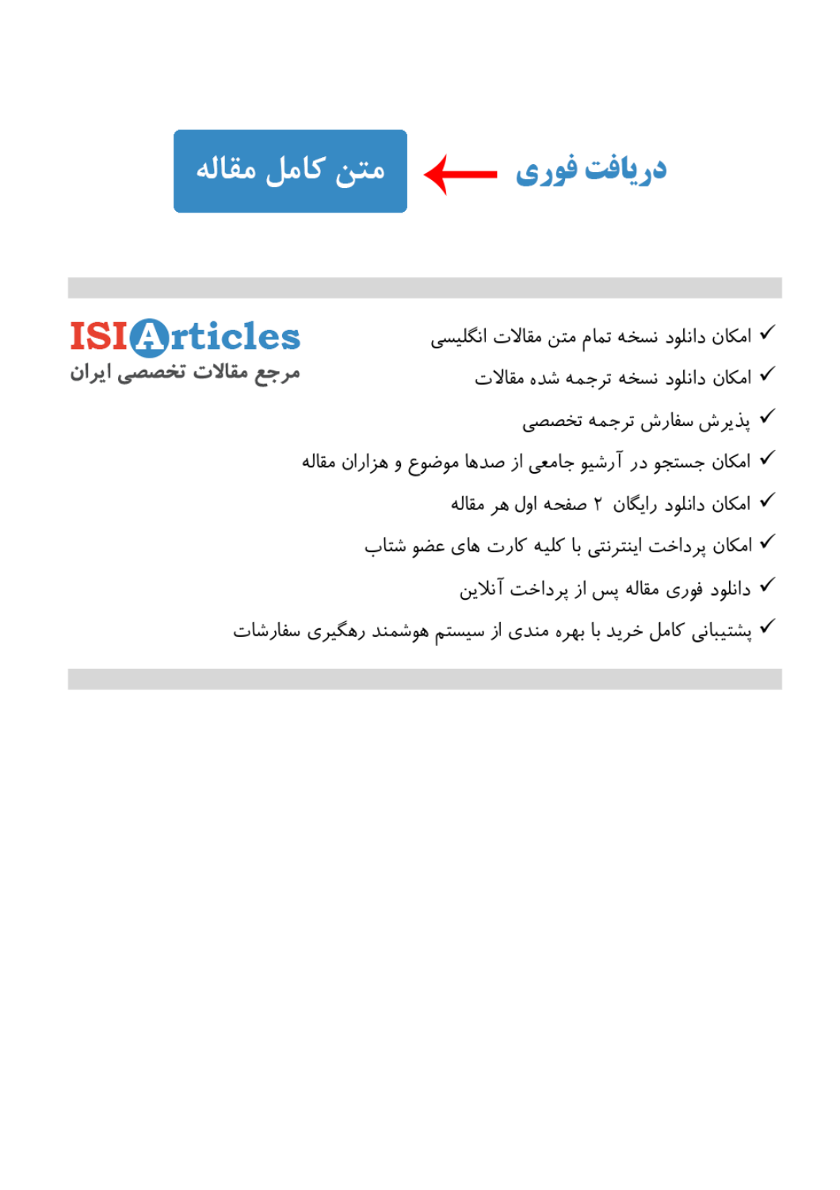دریافت فوری ← **متن کامل مقاله**

**ISIArticles**
مرجع مقالات تخصصی ایران

- ✓ امکان دانلود نسخه تمام متن مقالات انگلیسی
- ✓ امکان دانلود نسخه ترجمه شده مقالات
- ✓ پذیرش سفارش ترجمه تخصصی
- ✓ امکان جستجو در آرشیو جامعی از صدها موضوع و هزاران مقاله
- ✓ امکان دانلود رایگان ۲ صفحه اول هر مقاله
- ✓ امکان پرداخت اینترنتی با کلیه کارت های عضو شتاب
- ✓ دانلود فوری مقاله پس از پرداخت آنلاین
- ✓ پشتیبانی کامل خرید با بهره مندی از سیستم هوشمند رهگیری سفارشات